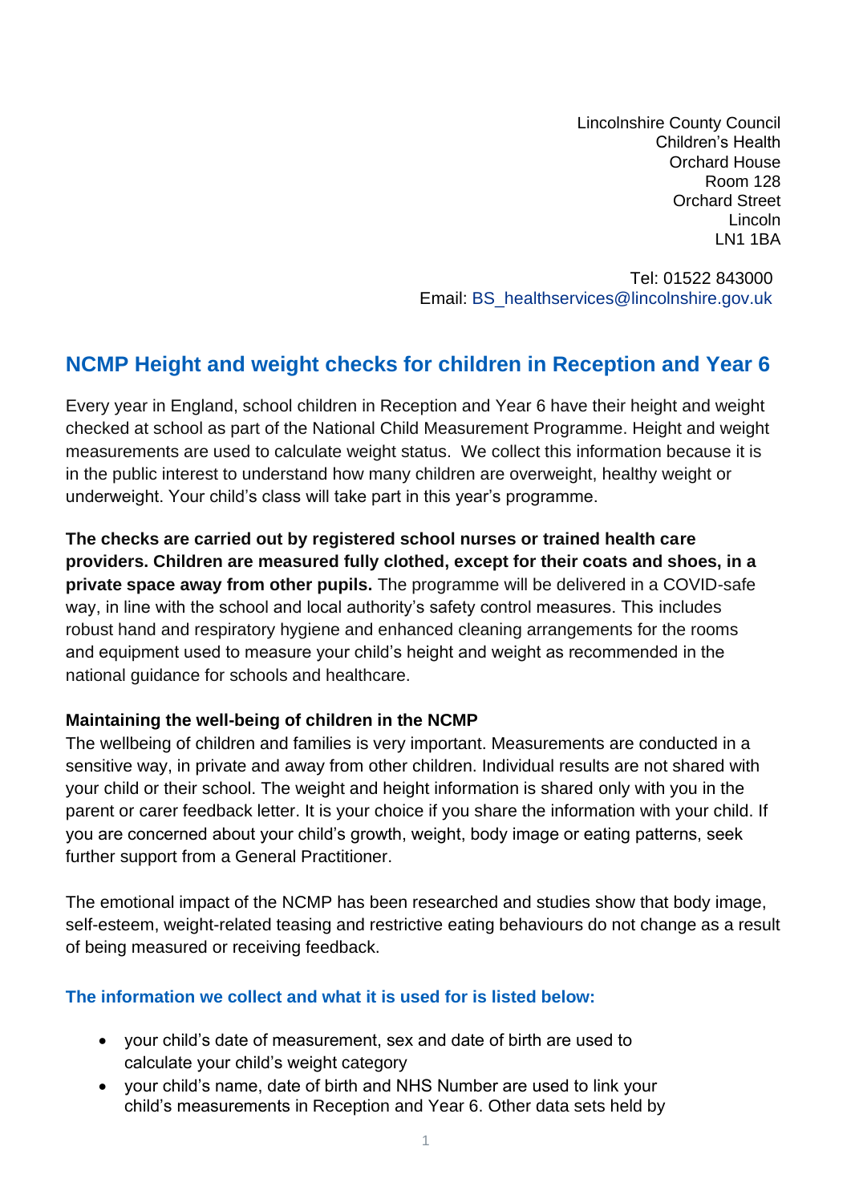Lincolnshire County Council
Children's Health
Orchard House
Room 128
Orchard Street
Lincoln
LN1 1BA

Tel: 01522 843000
Email: BS_healthservices@lincolnshire.gov.uk

## NCMP Height and weight checks for children in Reception and Year 6

Every year in England, school children in Reception and Year 6 have their height and weight checked at school as part of the National Child Measurement Programme. Height and weight measurements are used to calculate weight status. We collect this information because it is in the public interest to understand how many children are overweight, healthy weight or underweight. Your child's class will take part in this year's programme.

**The checks are carried out by registered school nurses or trained health care providers. Children are measured fully clothed, except for their coats and shoes, in a private space away from other pupils.** The programme will be delivered in a COVID-safe way, in line with the school and local authority's safety control measures. This includes robust hand and respiratory hygiene and enhanced cleaning arrangements for the rooms and equipment used to measure your child's height and weight as recommended in the national guidance for schools and healthcare.

**Maintaining the well-being of children in the NCMP**

The wellbeing of children and families is very important. Measurements are conducted in a sensitive way, in private and away from other children. Individual results are not shared with your child or their school. The weight and height information is shared only with you in the parent or carer feedback letter. It is your choice if you share the information with your child. If you are concerned about your child's growth, weight, body image or eating patterns, seek further support from a General Practitioner.

The emotional impact of the NCMP has been researched and studies show that body image, self-esteem, weight-related teasing and restrictive eating behaviours do not change as a result of being measured or receiving feedback.

### The information we collect and what it is used for is listed below:

- your child's date of measurement, sex and date of birth are used to calculate your child's weight category
- your child's name, date of birth and NHS Number are used to link your child's measurements in Reception and Year 6. Other data sets held by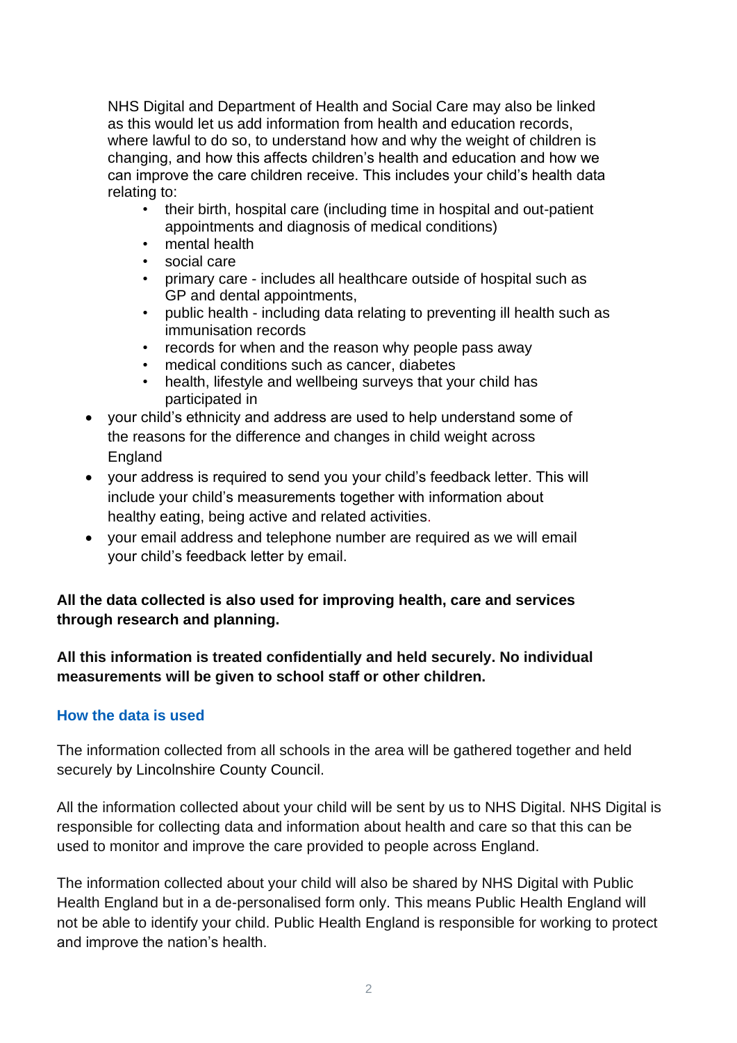NHS Digital and Department of Health and Social Care may also be linked as this would let us add information from health and education records, where lawful to do so, to understand how and why the weight of children is changing, and how this affects children's health and education and how we can improve the care children receive. This includes your child's health data relating to:

  - their birth, hospital care (including time in hospital and out-patient appointments and diagnosis of medical conditions)
  - mental health
  - social care
  - primary care - includes all healthcare outside of hospital such as GP and dental appointments,
  - public health - including data relating to preventing ill health such as immunisation records
  - records for when and the reason why people pass away
  - medical conditions such as cancer, diabetes
  - health, lifestyle and wellbeing surveys that your child has participated in

- your child's ethnicity and address are used to help understand some of the reasons for the difference and changes in child weight across England
- your address is required to send you your child's feedback letter. This will include your child's measurements together with information about healthy eating, being active and related activities.
- your email address and telephone number are required as we will email your child's feedback letter by email.

**All the data collected is also used for improving health, care and services through research and planning.**

**All this information is treated confidentially and held securely. No individual measurements will be given to school staff or other children.**

## How the data is used

The information collected from all schools in the area will be gathered together and held securely by Lincolnshire County Council.

All the information collected about your child will be sent by us to NHS Digital. NHS Digital is responsible for collecting data and information about health and care so that this can be used to monitor and improve the care provided to people across England.

The information collected about your child will also be shared by NHS Digital with Public Health England but in a de-personalised form only. This means Public Health England will not be able to identify your child. Public Health England is responsible for working to protect and improve the nation's health.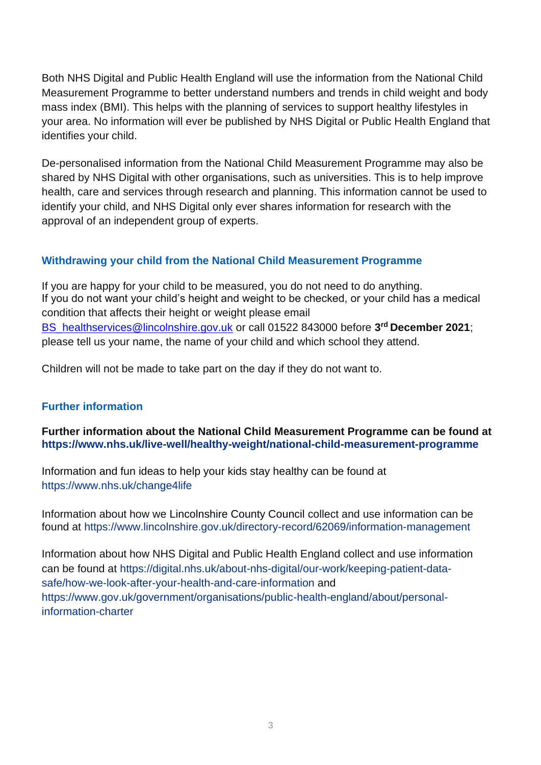Both NHS Digital and Public Health England will use the information from the National Child Measurement Programme to better understand numbers and trends in child weight and body mass index (BMI). This helps with the planning of services to support healthy lifestyles in your area. No information will ever be published by NHS Digital or Public Health England that identifies your child.

De-personalised information from the National Child Measurement Programme may also be shared by NHS Digital with other organisations, such as universities. This is to help improve health, care and services through research and planning. This information cannot be used to identify your child, and NHS Digital only ever shares information for research with the approval of an independent group of experts.

## Withdrawing your child from the National Child Measurement Programme

If you are happy for your child to be measured, you do not need to do anything.
If you do not want your child's height and weight to be checked, or your child has a medical condition that affects their height or weight please email BS_healthservices@lincolnshire.gov.uk or call 01522 843000 before **3rd December 2021**; please tell us your name, the name of your child and which school they attend.

Children will not be made to take part on the day if they do not want to.

## Further information

**Further information about the National Child Measurement Programme can be found at https://www.nhs.uk/live-well/healthy-weight/national-child-measurement-programme**

Information and fun ideas to help your kids stay healthy can be found at https://www.nhs.uk/change4life

Information about how we Lincolnshire County Council collect and use information can be found at https://www.lincolnshire.gov.uk/directory-record/62069/information-management

Information about how NHS Digital and Public Health England collect and use information can be found at https://digital.nhs.uk/about-nhs-digital/our-work/keeping-patient-data-safe/how-we-look-after-your-health-and-care-information and https://www.gov.uk/government/organisations/public-health-england/about/personal-information-charter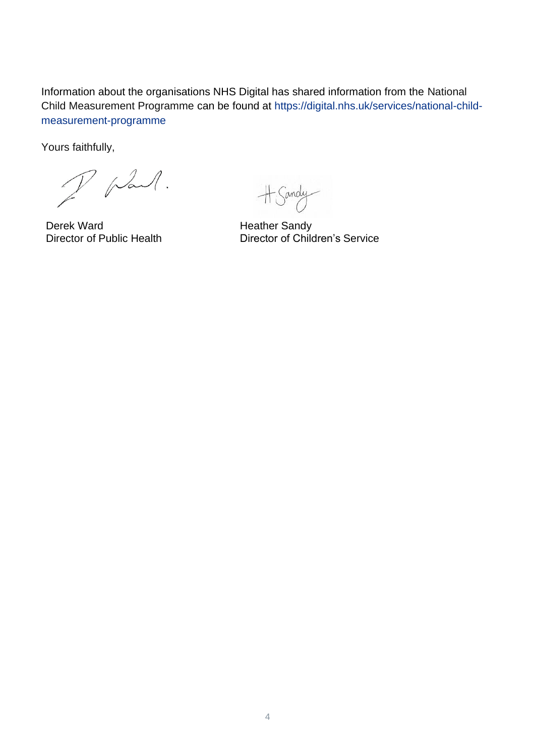Information about the organisations NHS Digital has shared information from the National Child Measurement Programme can be found at https://digital.nhs.uk/services/national-child-measurement-programme

Yours faithfully,

| Derek Ward | Heather Sandy |
| --- | --- |
| Director of Public Health | Director of Children's Service |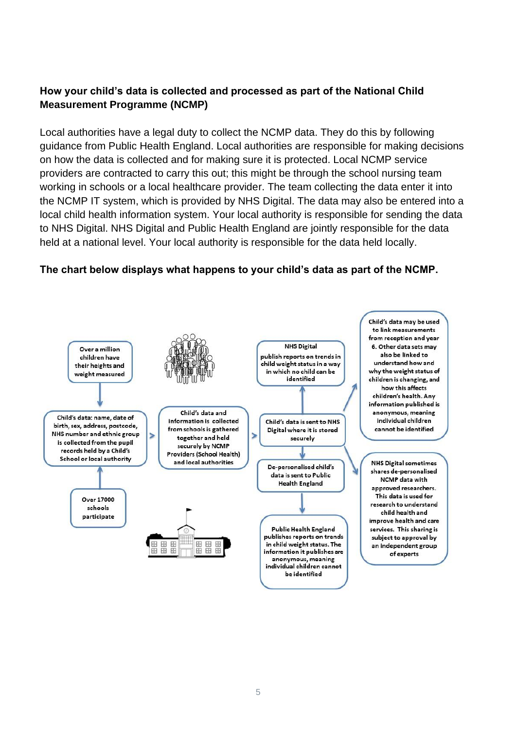**How your child's data is collected and processed as part of the National Child Measurement Programme (NCMP)**

Local authorities have a legal duty to collect the NCMP data. They do this by following guidance from Public Health England. Local authorities are responsible for making decisions on how the data is collected and for making sure it is protected. Local NCMP service providers are contracted to carry this out; this might be through the school nursing team working in schools or a local healthcare provider. The team collecting the data enter it into the NCMP IT system, which is provided by NHS Digital. The data may also be entered into a local child health information system. Your local authority is responsible for sending the data to NHS Digital. NHS Digital and Public Health England are jointly responsible for the data held at a national level. Your local authority is responsible for the data held locally.

**The chart below displays what happens to your child's data as part of the NCMP.**

Over a million children have their heights and weight measured

Over 17000 schools participate

Child's data: name, date of birth, sex, address, postcode, NHS number and ethnic group is collected from the pupil records held by a Child's School or local authority

Child's data and information is collected from schools is gathered together and held securely by NCMP Providers (School Health) and local authorities

Child's data is sent to NHS Digital where it is stored securely

NHS Digital publish reports on trends in child weight status in a way in which no child can be identified

Child's data may be used to link measurements from reception and year 6. Other data sets may also be linked to understand how and why the weight status of children is changing, and how this affects children's health. Any information published is anonymous, meaning individual children cannot be identified

NHS Digital sometimes shares de-personalised NCMP data with approved researchers. This data is used for research to understand child health and improve health and care services. This sharing is subject to approval by an independent group of experts

De-personalised child's data is sent to Public Health England

Public Health England publishes reports on trends in child weight status. The information it publishes are anonymous, meaning individual children cannot be identified